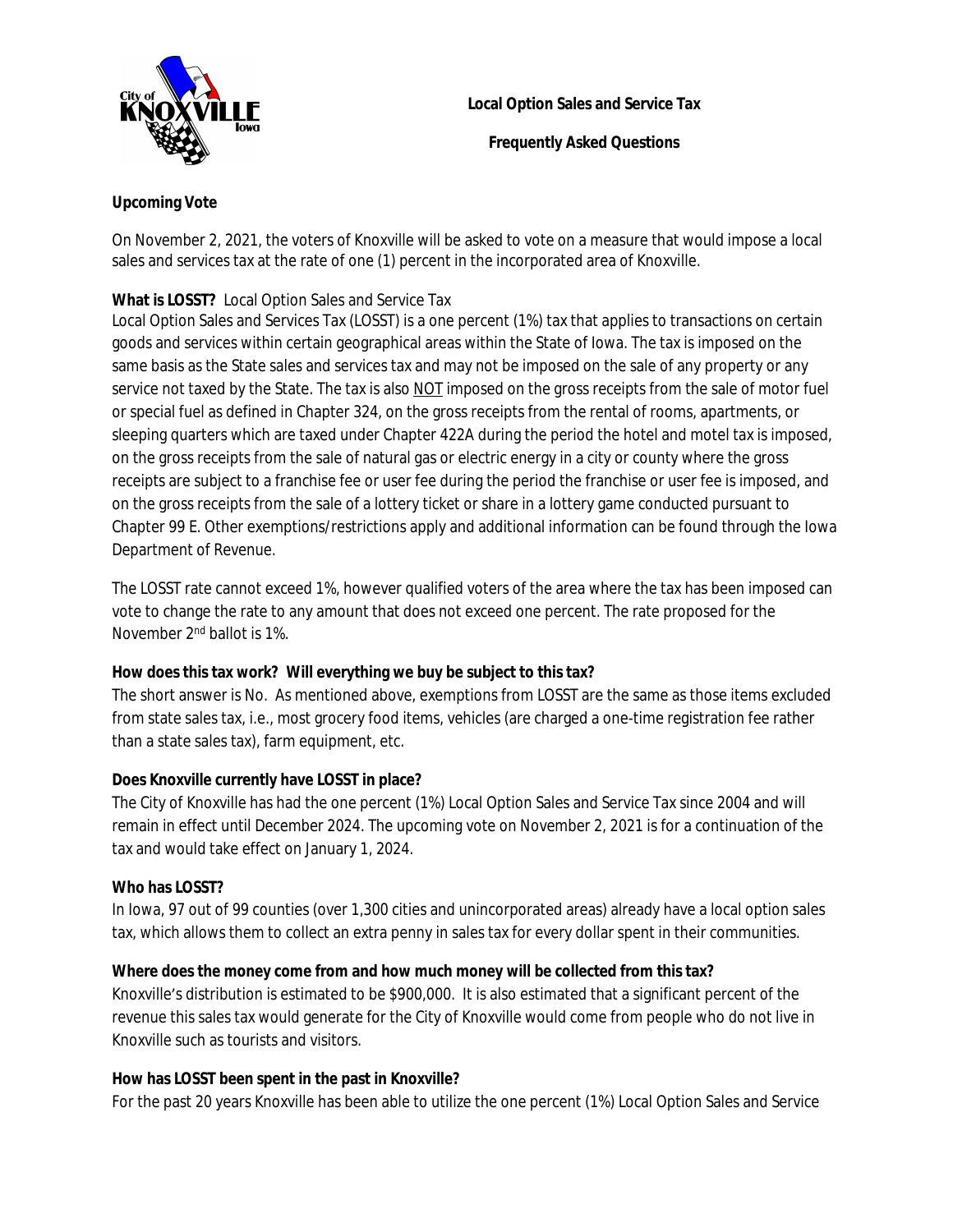**Local Option Sales and Service Tax**

**Frequently Asked Questions**

**Upcoming Vote**

On November 2, 2021, the voters of Knoxville will be asked to vote on a measure that would impose a local sales and services tax at the rate of one (1) percent in the incorporated area of Knoxville.

**What is LOSST?** Local Option Sales and Service Tax

Local Option Sales and Services Tax (LOSST) is a one percent (1%) tax that applies to transactions on certain goods and services within certain geographical areas within the State of Iowa. The tax is imposed on the same basis as the State sales and services tax and may not be imposed on the sale of any property or any service not taxed by the State. The tax is also NOT imposed on the gross receipts from the sale of motor fuel or special fuel as defined in Chapter 324, on the gross receipts from the rental of rooms, apartments, or sleeping quarters which are taxed under Chapter 422A during the period the hotel and motel tax is imposed, on the gross receipts from the sale of natural gas or electric energy in a city or county where the gross receipts are subject to a franchise fee or user fee during the period the franchise or user fee is imposed, and on the gross receipts from the sale of a lottery ticket or share in a lottery game conducted pursuant to Chapter 99 E. Other exemptions/restrictions apply and additional information can be found through the Iowa Department of Revenue.

The LOSST rate cannot exceed 1%, however qualified voters of the area where the tax has been imposed can vote to change the rate to any amount that does not exceed one percent. The rate proposed for the November 2nd ballot is 1%.

**How does this tax work? Will everything we buy be subject to this tax?**

The short answer is No. As mentioned above, exemptions from LOSST are the same as those items excluded from state sales tax, i.e., most grocery food items, vehicles (are charged a one-time registration fee rather than a state sales tax), farm equipment, etc.

**Does Knoxville currently have LOSST in place?**

The City of Knoxville has had the one percent (1%) Local Option Sales and Service Tax since 2004 and will remain in effect until December 2024. The upcoming vote on November 2, 2021 is for a continuation of the tax and would take effect on January 1, 2024.

**Who has LOSST?**

In Iowa, 97 out of 99 counties (over 1,300 cities and unincorporated areas) already have a local option sales tax, which allows them to collect an extra penny in sales tax for every dollar spent in their communities.

**Where does the money come from and how much money will be collected from this tax?**

Knoxville's distribution is estimated to be $900,000. It is also estimated that a significant percent of the revenue this sales tax would generate for the City of Knoxville would come from people who do not live in Knoxville such as tourists and visitors.

**How has LOSST been spent in the past in Knoxville?**

For the past 20 years Knoxville has been able to utilize the one percent (1%) Local Option Sales and Service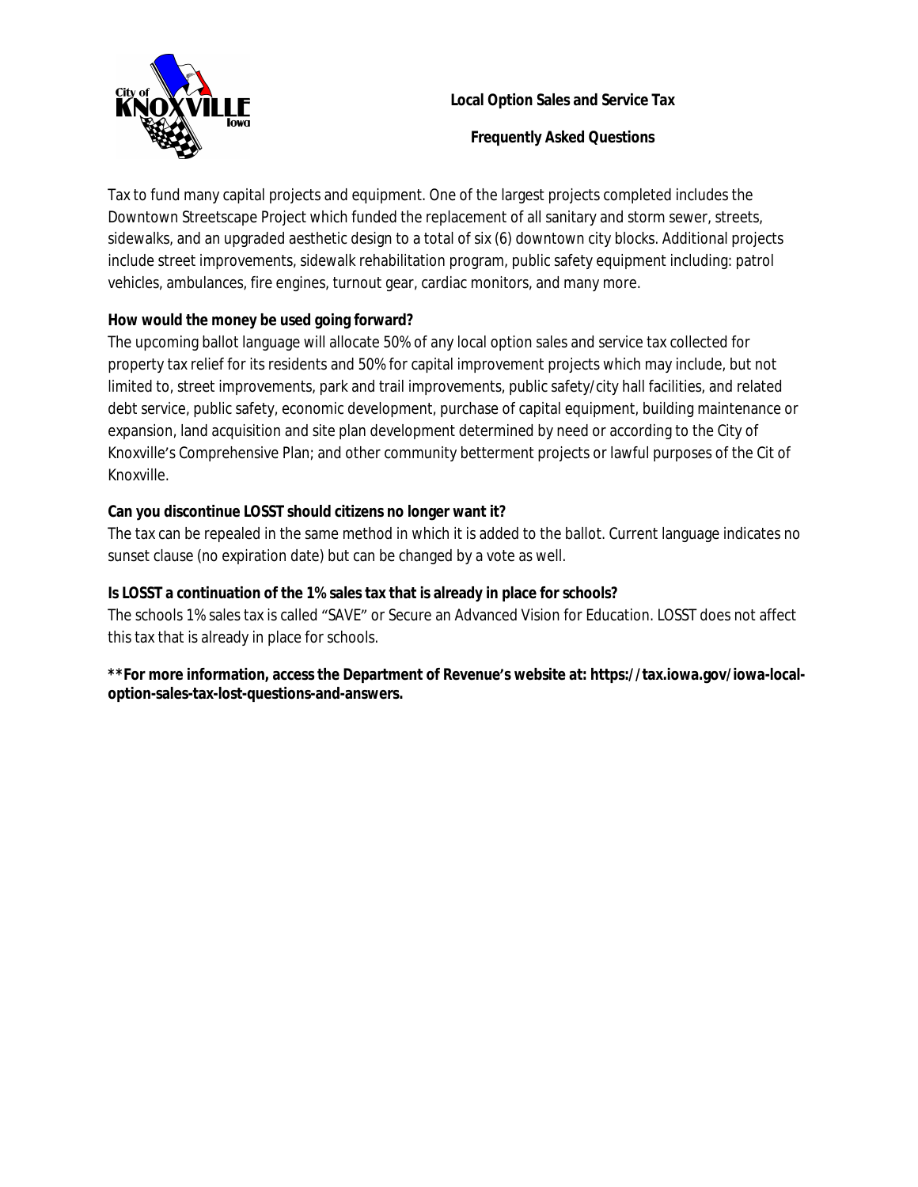Local Option Sales and Service Tax

Frequently Asked Questions

Tax to fund many capital projects and equipment. One of the largest projects completed includes the Downtown Streetscape Project which funded the replacement of all sanitary and storm sewer, streets, sidewalks, and an upgraded aesthetic design to a total of six (6) downtown city blocks. Additional projects include street improvements, sidewalk rehabilitation program, public safety equipment including: patrol vehicles, ambulances, fire engines, turnout gear, cardiac monitors, and many more.

**How would the money be used going forward?**

The upcoming ballot language will allocate 50% of any local option sales and service tax collected for property tax relief for its residents and 50% for capital improvement projects which may include, but not limited to, street improvements, park and trail improvements, public safety/city hall facilities, and related debt service, public safety, economic development, purchase of capital equipment, building maintenance or expansion, land acquisition and site plan development determined by need or according to the City of Knoxville's Comprehensive Plan; and other community betterment projects or lawful purposes of the Cit of Knoxville.

**Can you discontinue LOSST should citizens no longer want it?**

The tax can be repealed in the same method in which it is added to the ballot. Current language indicates no sunset clause (no expiration date) but can be changed by a vote as well.

**Is LOSST a continuation of the 1% sales tax that is already in place for schools?**

The schools 1% sales tax is called "SAVE" or Secure an Advanced Vision for Education. LOSST does not affect this tax that is already in place for schools.

**\*\*For more information, access the Department of Revenue's website at: https://tax.iowa.gov/iowa-local-option-sales-tax-lost-questions-and-answers.**